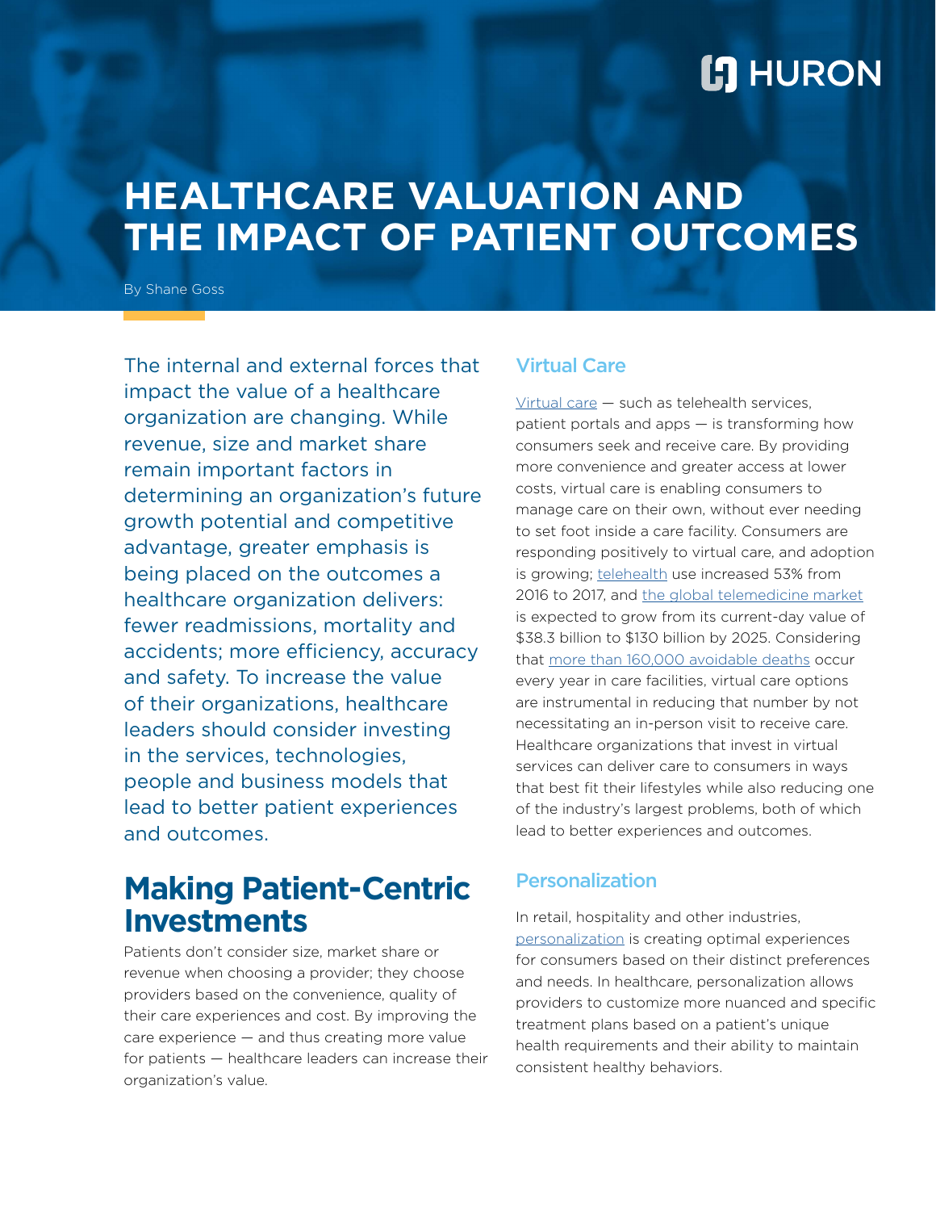HURON

# HEALTHCARE VALUATION AND THE IMPACT OF PATIENT OUTCOMES

By Shane Goss

The internal and external forces that impact the value of a healthcare organization are changing. While revenue, size and market share remain important factors in determining an organization's future growth potential and competitive advantage, greater emphasis is being placed on the outcomes a healthcare organization delivers: fewer readmissions, mortality and accidents; more efficiency, accuracy and safety. To increase the value of their organizations, healthcare leaders should consider investing in the services, technologies, people and business models that lead to better patient experiences and outcomes.

## Making Patient-Centric Investments

Patients don't consider size, market share or revenue when choosing a provider; they choose providers based on the convenience, quality of their care experiences and cost. By improving the care experience — and thus creating more value for patients — healthcare leaders can increase their organization's value.

### Virtual Care

Virtual care — such as telehealth services, patient portals and apps — is transforming how consumers seek and receive care. By providing more convenience and greater access at lower costs, virtual care is enabling consumers to manage care on their own, without ever needing to set foot inside a care facility. Consumers are responding positively to virtual care, and adoption is growing; telehealth use increased 53% from 2016 to 2017, and the global telemedicine market is expected to grow from its current-day value of $38.3 billion to $130 billion by 2025. Considering that more than 160,000 avoidable deaths occur every year in care facilities, virtual care options are instrumental in reducing that number by not necessitating an in-person visit to receive care. Healthcare organizations that invest in virtual services can deliver care to consumers in ways that best fit their lifestyles while also reducing one of the industry's largest problems, both of which lead to better experiences and outcomes.

### Personalization

In retail, hospitality and other industries, personalization is creating optimal experiences for consumers based on their distinct preferences and needs. In healthcare, personalization allows providers to customize more nuanced and specific treatment plans based on a patient's unique health requirements and their ability to maintain consistent healthy behaviors.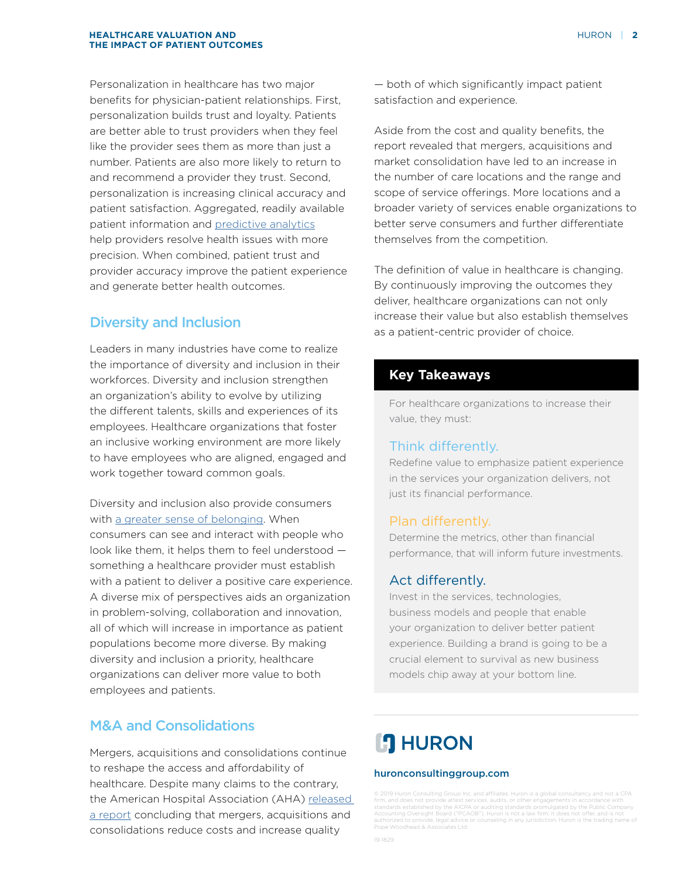Personalization in healthcare has two major benefits for physician-patient relationships. First, personalization builds trust and loyalty. Patients are better able to trust providers when they feel like the provider sees them as more than just a number. Patients are also more likely to return to and recommend a provider they trust. Second, personalization is increasing clinical accuracy and patient satisfaction. Aggregated, readily available patient information and predictive analytics help providers resolve health issues with more precision. When combined, patient trust and provider accuracy improve the patient experience and generate better health outcomes.

## Diversity and Inclusion

Leaders in many industries have come to realize the importance of diversity and inclusion in their workforces. Diversity and inclusion strengthen an organization's ability to evolve by utilizing the different talents, skills and experiences of its employees. Healthcare organizations that foster an inclusive working environment are more likely to have employees who are aligned, engaged and work together toward common goals.

Diversity and inclusion also provide consumers with a greater sense of belonging. When consumers can see and interact with people who look like them, it helps them to feel understood — something a healthcare provider must establish with a patient to deliver a positive care experience. A diverse mix of perspectives aids an organization in problem-solving, collaboration and innovation, all of which will increase in importance as patient populations become more diverse. By making diversity and inclusion a priority, healthcare organizations can deliver more value to both employees and patients.

## M&A and Consolidations

Mergers, acquisitions and consolidations continue to reshape the access and affordability of healthcare. Despite many claims to the contrary, the American Hospital Association (AHA) released a report concluding that mergers, acquisitions and consolidations reduce costs and increase quality — both of which significantly impact patient satisfaction and experience.

Aside from the cost and quality benefits, the report revealed that mergers, acquisitions and market consolidation have led to an increase in the number of care locations and the range and scope of service offerings. More locations and a broader variety of services enable organizations to better serve consumers and further differentiate themselves from the competition.

The definition of value in healthcare is changing. By continuously improving the outcomes they deliver, healthcare organizations can not only increase their value but also establish themselves as a patient-centric provider of choice.

## Key Takeaways

For healthcare organizations to increase their value, they must:

### Think differently.

Redefine value to emphasize patient experience in the services your organization delivers, not just its financial performance.

### Plan differently.

Determine the metrics, other than financial performance, that will inform future investments.

### Act differently.

Invest in the services, technologies, business models and people that enable your organization to deliver better patient experience. Building a brand is going to be a crucial element to survival as new business models chip away at your bottom line.

**HURON**

huronconsultinggroup.com

© 2019 Huron Consulting Group Inc. and affiliates. Huron is a global consultancy and not a CPA firm, and does not provide attest services, audits, or other engagements in accordance with standards established by the AICPA or auditing standards promulgated by the Public Company Accounting Oversight Board ("PCAOB"). Huron is not a law firm; it does not offer, and is not authorized to provide, legal advice or counseling in any jurisdiction. Huron is the trading name of Pope Woodhead & Associates Ltd.

19-1829